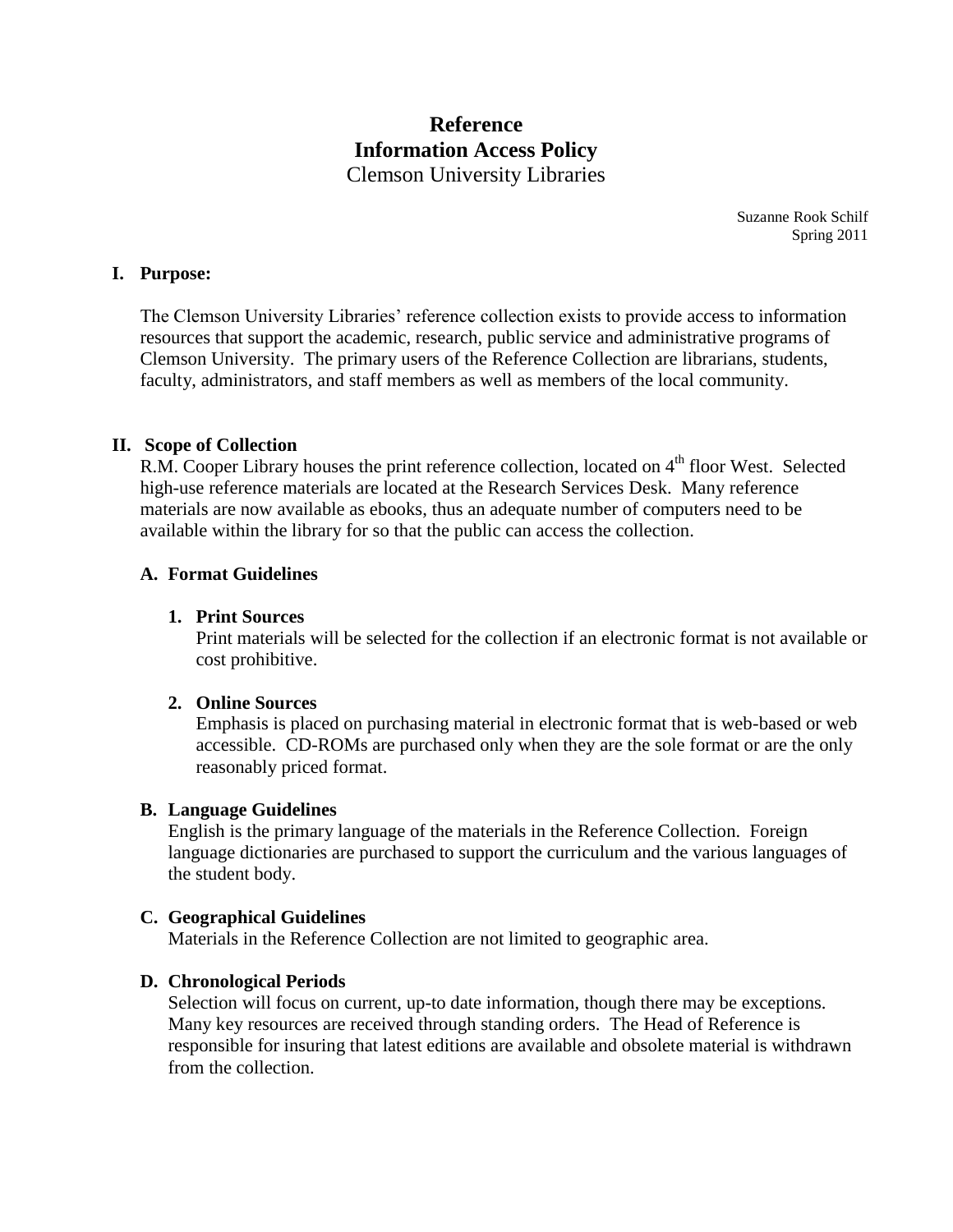# Reference
# Information Access Policy
Clemson University Libraries

Suzanne Rook Schilf
Spring 2011

## I. Purpose:

The Clemson University Libraries' reference collection exists to provide access to information resources that support the academic, research, public service and administrative programs of Clemson University. The primary users of the Reference Collection are librarians, students, faculty, administrators, and staff members as well as members of the local community.

## II. Scope of Collection

R.M. Cooper Library houses the print reference collection, located on 4th floor West. Selected high-use reference materials are located at the Research Services Desk. Many reference materials are now available as ebooks, thus an adequate number of computers need to be available within the library for so that the public can access the collection.

### A. Format Guidelines

#### 1. Print Sources

Print materials will be selected for the collection if an electronic format is not available or cost prohibitive.

#### 2. Online Sources

Emphasis is placed on purchasing material in electronic format that is web-based or web accessible. CD-ROMs are purchased only when they are the sole format or are the only reasonably priced format.

### B. Language Guidelines

English is the primary language of the materials in the Reference Collection. Foreign language dictionaries are purchased to support the curriculum and the various languages of the student body.

### C. Geographical Guidelines

Materials in the Reference Collection are not limited to geographic area.

### D. Chronological Periods

Selection will focus on current, up-to date information, though there may be exceptions. Many key resources are received through standing orders. The Head of Reference is responsible for insuring that latest editions are available and obsolete material is withdrawn from the collection.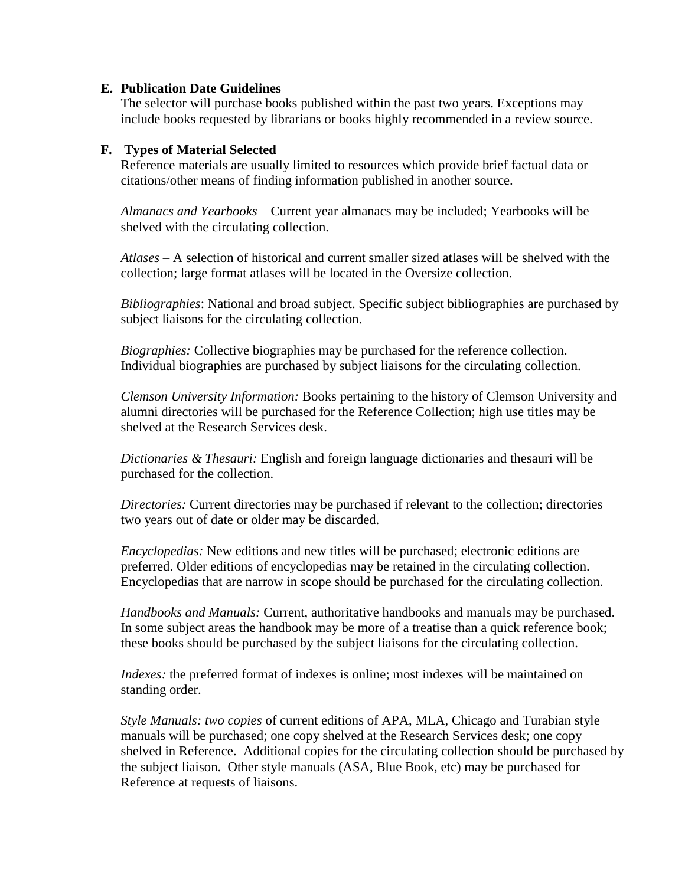**E. Publication Date Guidelines**

The selector will purchase books published within the past two years. Exceptions may include books requested by librarians or books highly recommended in a review source.

**F. Types of Material Selected**

Reference materials are usually limited to resources which provide brief factual data or citations/other means of finding information published in another source.

*Almanacs and Yearbooks* – Current year almanacs may be included; Yearbooks will be shelved with the circulating collection.

*Atlases* – A selection of historical and current smaller sized atlases will be shelved with the collection; large format atlases will be located in the Oversize collection.

*Bibliographies*: National and broad subject. Specific subject bibliographies are purchased by subject liaisons for the circulating collection.

*Biographies:* Collective biographies may be purchased for the reference collection. Individual biographies are purchased by subject liaisons for the circulating collection.

*Clemson University Information:* Books pertaining to the history of Clemson University and alumni directories will be purchased for the Reference Collection; high use titles may be shelved at the Research Services desk.

*Dictionaries & Thesauri:* English and foreign language dictionaries and thesauri will be purchased for the collection.

*Directories:* Current directories may be purchased if relevant to the collection; directories two years out of date or older may be discarded.

*Encyclopedias:* New editions and new titles will be purchased; electronic editions are preferred. Older editions of encyclopedias may be retained in the circulating collection. Encyclopedias that are narrow in scope should be purchased for the circulating collection.

*Handbooks and Manuals:* Current, authoritative handbooks and manuals may be purchased. In some subject areas the handbook may be more of a treatise than a quick reference book; these books should be purchased by the subject liaisons for the circulating collection.

*Indexes:* the preferred format of indexes is online; most indexes will be maintained on standing order.

*Style Manuals: two copies* of current editions of APA, MLA, Chicago and Turabian style manuals will be purchased; one copy shelved at the Research Services desk; one copy shelved in Reference. Additional copies for the circulating collection should be purchased by the subject liaison. Other style manuals (ASA, Blue Book, etc) may be purchased for Reference at requests of liaisons.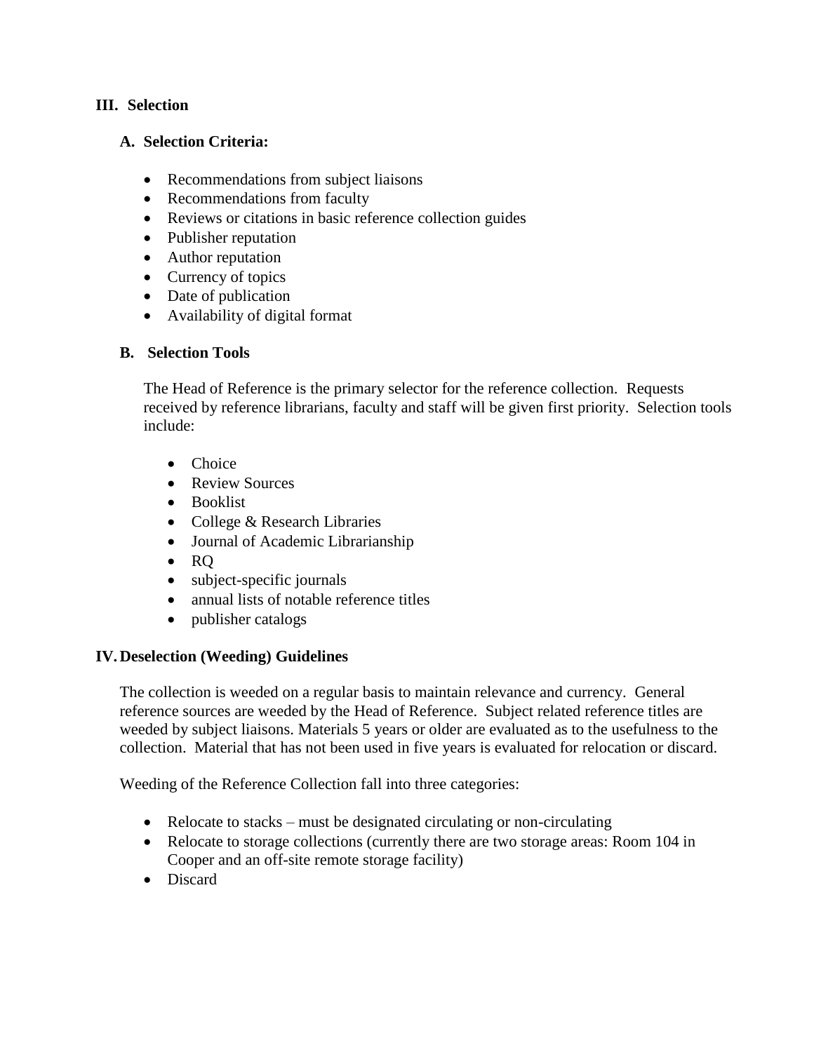## III. Selection

### A. Selection Criteria:

- Recommendations from subject liaisons
- Recommendations from faculty
- Reviews or citations in basic reference collection guides
- Publisher reputation
- Author reputation
- Currency of topics
- Date of publication
- Availability of digital format

### B. Selection Tools

The Head of Reference is the primary selector for the reference collection. Requests received by reference librarians, faculty and staff will be given first priority. Selection tools include:

- Choice
- Review Sources
- Booklist
- College & Research Libraries
- Journal of Academic Librarianship
- RQ
- subject-specific journals
- annual lists of notable reference titles
- publisher catalogs

## IV. Deselection (Weeding) Guidelines

The collection is weeded on a regular basis to maintain relevance and currency. General reference sources are weeded by the Head of Reference. Subject related reference titles are weeded by subject liaisons. Materials 5 years or older are evaluated as to the usefulness to the collection. Material that has not been used in five years is evaluated for relocation or discard.

Weeding of the Reference Collection fall into three categories:

- Relocate to stacks – must be designated circulating or non-circulating
- Relocate to storage collections (currently there are two storage areas: Room 104 in Cooper and an off-site remote storage facility)
- Discard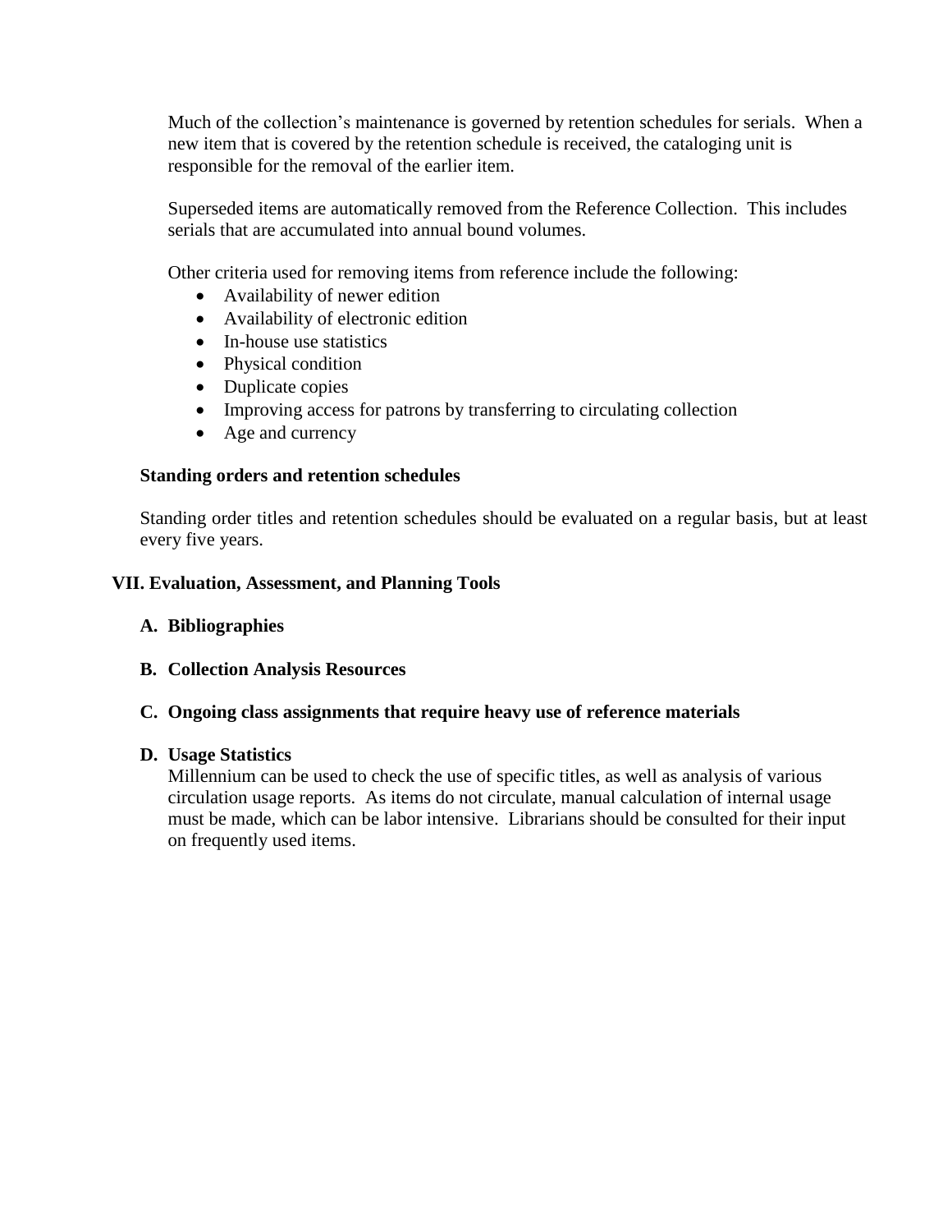Much of the collection's maintenance is governed by retention schedules for serials. When a new item that is covered by the retention schedule is received, the cataloging unit is responsible for the removal of the earlier item.

Superseded items are automatically removed from the Reference Collection. This includes serials that are accumulated into annual bound volumes.

Other criteria used for removing items from reference include the following:

- Availability of newer edition
- Availability of electronic edition
- In-house use statistics
- Physical condition
- Duplicate copies
- Improving access for patrons by transferring to circulating collection
- Age and currency

**Standing orders and retention schedules**

Standing order titles and retention schedules should be evaluated on a regular basis, but at least every five years.

## VII. Evaluation, Assessment, and Planning Tools

### A. Bibliographies

### B. Collection Analysis Resources

### C. Ongoing class assignments that require heavy use of reference materials

### D. Usage Statistics

Millennium can be used to check the use of specific titles, as well as analysis of various circulation usage reports. As items do not circulate, manual calculation of internal usage must be made, which can be labor intensive. Librarians should be consulted for their input on frequently used items.